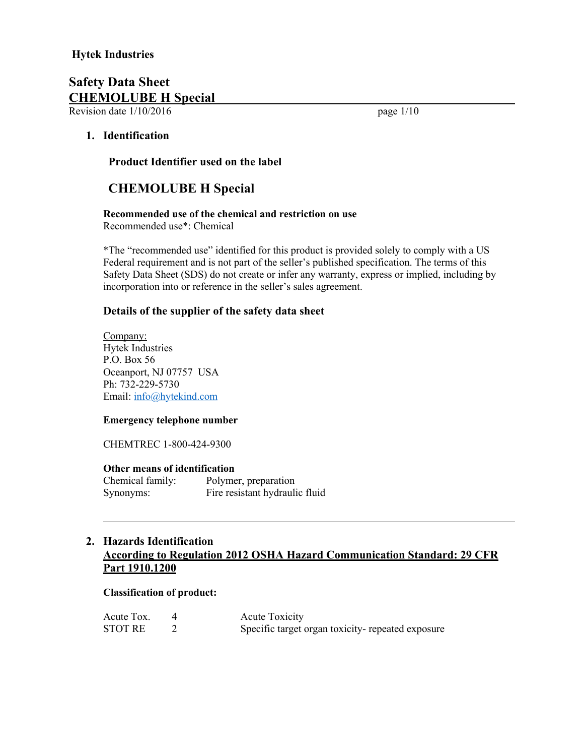**Hytek Industries**

# Safety Data Sheet
# CHEMOLUBE H Special

Revision date 1/10/2016

## 1. Identification

### Product Identifier used on the label

## CHEMOLUBE H Special

**Recommended use of the chemical and restriction on use**
Recommended use*: Chemical

*The "recommended use" identified for this product is provided solely to comply with a US Federal requirement and is not part of the seller's published specification. The terms of this Safety Data Sheet (SDS) do not create or infer any warranty, express or implied, including by incorporation into or reference in the seller's sales agreement.

### Details of the supplier of the safety data sheet

Company:
Hytek Industries
P.O. Box 56
Oceanport, NJ 07757 USA
Ph: 732-229-5730
Email: info@hytekind.com

**Emergency telephone number**

CHEMTREC 1-800-424-9300

**Other means of identification**

| | |
|---|---|
| Chemical family: | Polymer, preparation |
| Synonyms: | Fire resistant hydraulic fluid |

---

## 2. Hazards Identification

**According to Regulation 2012 OSHA Hazard Communication Standard: 29 CFR Part 1910.1200**

**Classification of product:**

| | | |
|---|---|---|
| Acute Tox. | 4 | Acute Toxicity |
| STOT RE | 2 | Specific target organ toxicity- repeated exposure |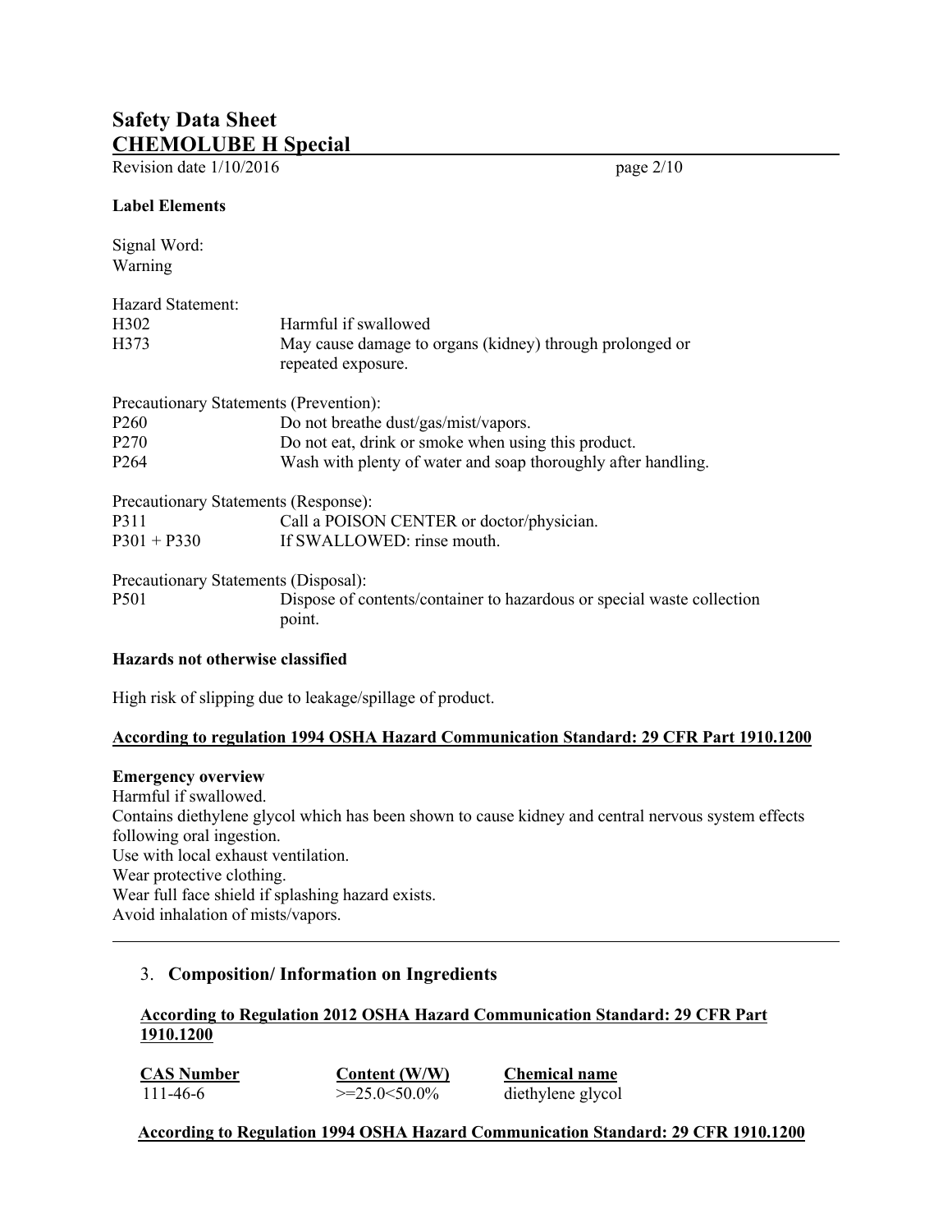**Label Elements**

Signal Word:
Warning

Hazard Statement:

| | |
|---|---|
| H302 | Harmful if swallowed |
| H373 | May cause damage to organs (kidney) through prolonged or repeated exposure. |

Precautionary Statements (Prevention):

| | |
|---|---|
| P260 | Do not breathe dust/gas/mist/vapors. |
| P270 | Do not eat, drink or smoke when using this product. |
| P264 | Wash with plenty of water and soap thoroughly after handling. |

Precautionary Statements (Response):

| | |
|---|---|
| P311 | Call a POISON CENTER or doctor/physician. |
| P301 + P330 | If SWALLOWED: rinse mouth. |

Precautionary Statements (Disposal):

| | |
|---|---|
| P501 | Dispose of contents/container to hazardous or special waste collection point. |

**Hazards not otherwise classified**

High risk of slipping due to leakage/spillage of product.

**According to regulation 1994 OSHA Hazard Communication Standard: 29 CFR Part 1910.1200**

**Emergency overview**
Harmful if swallowed.
Contains diethylene glycol which has been shown to cause kidney and central nervous system effects following oral ingestion.
Use with local exhaust ventilation.
Wear protective clothing.
Wear full face shield if splashing hazard exists.
Avoid inhalation of mists/vapors.

---

## 3. Composition/ Information on Ingredients

**According to Regulation 2012 OSHA Hazard Communication Standard: 29 CFR Part 1910.1200**

| CAS Number | Content (W/W) | Chemical name |
|---|---|---|
| 111-46-6 | >=25.0<50.0% | diethylene glycol |

**According to Regulation 1994 OSHA Hazard Communication Standard: 29 CFR 1910.1200**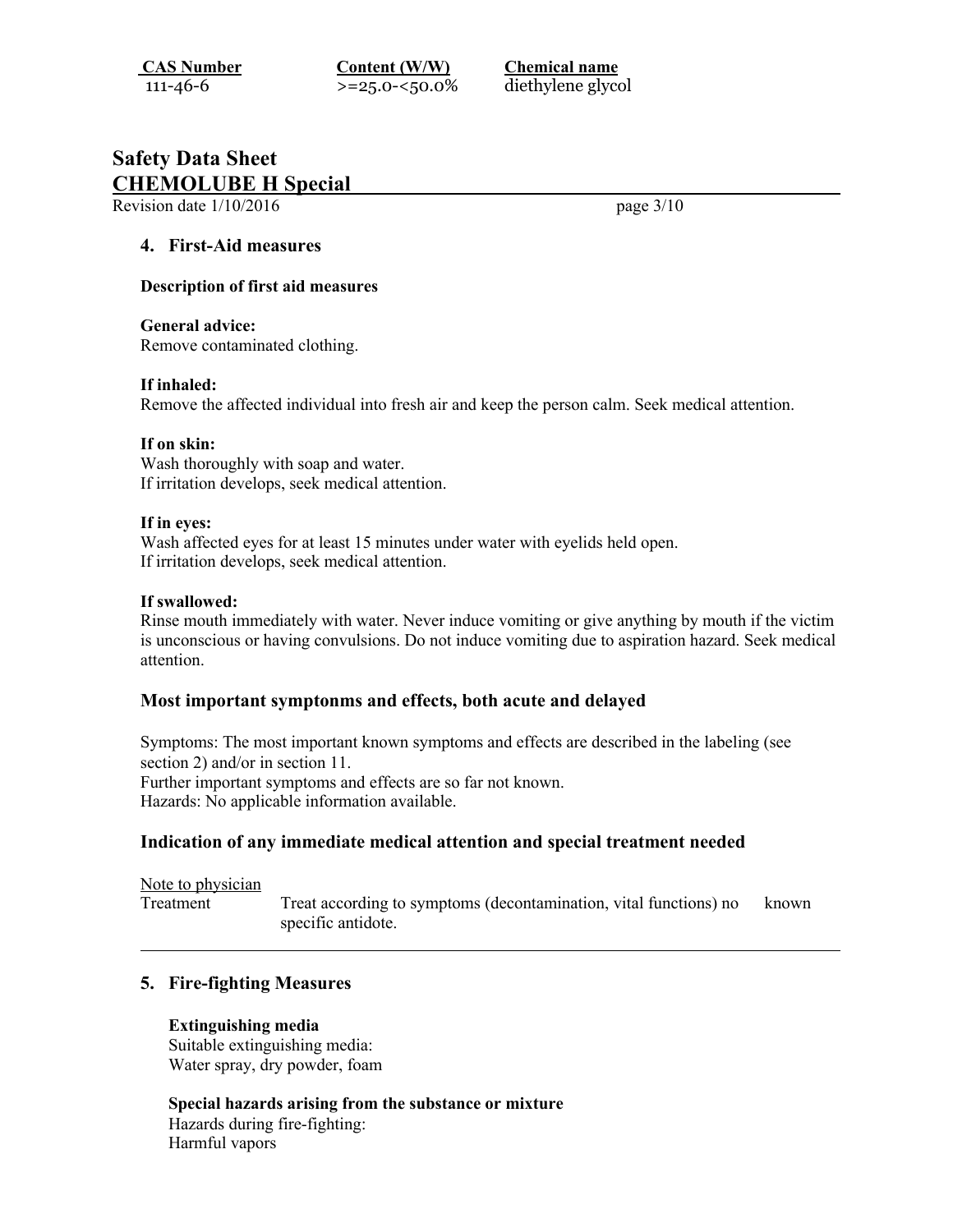| CAS Number | Content (W/W) | Chemical name |
|---|---|---|
| 111-46-6 | >=25.0-<50.0% | diethylene glycol |

# Safety Data Sheet
# CHEMOLUBE H Special

Revision date 1/10/2016

## 4. First-Aid measures

**Description of first aid measures**

**General advice:**
Remove contaminated clothing.

**If inhaled:**
Remove the affected individual into fresh air and keep the person calm. Seek medical attention.

**If on skin:**
Wash thoroughly with soap and water.
If irritation develops, seek medical attention.

**If in eyes:**
Wash affected eyes for at least 15 minutes under water with eyelids held open.
If irritation develops, seek medical attention.

**If swallowed:**
Rinse mouth immediately with water. Never induce vomiting or give anything by mouth if the victim is unconscious or having convulsions. Do not induce vomiting due to aspiration hazard. Seek medical attention.

### Most important symptonms and effects, both acute and delayed

Symptoms: The most important known symptoms and effects are described in the labeling (see section 2) and/or in section 11.
Further important symptoms and effects are so far not known.
Hazards: No applicable information available.

### Indication of any immediate medical attention and special treatment needed

Note to physician

| Treatment | Treat according to symptoms (decontamination, vital functions) no known specific antidote. |
|---|---|

## 5. Fire-fighting Measures

**Extinguishing media**
Suitable extinguishing media:
Water spray, dry powder, foam

**Special hazards arising from the substance or mixture**
Hazards during fire-fighting:
Harmful vapors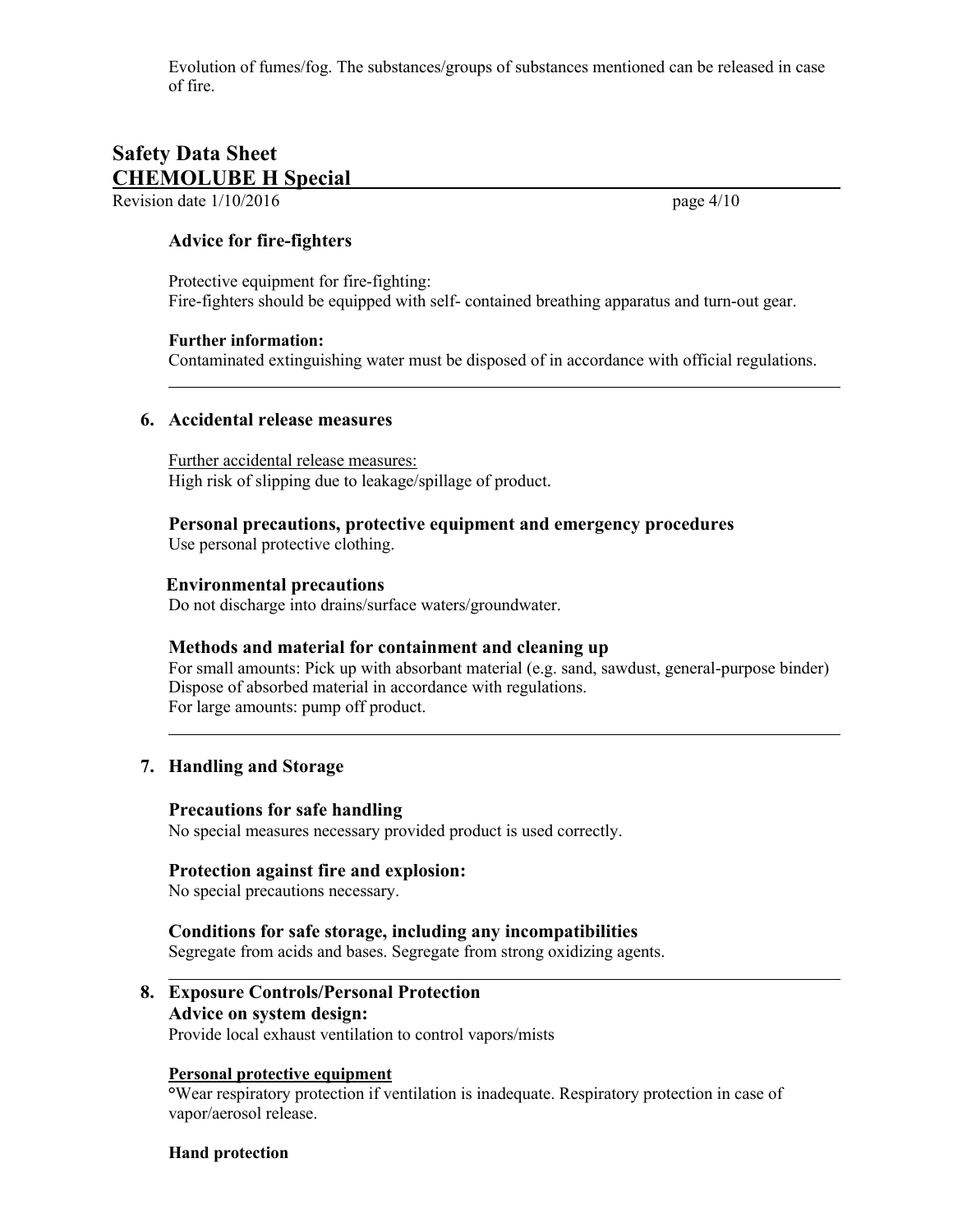Evolution of fumes/fog. The substances/groups of substances mentioned can be released in case of fire.

### Advice for fire-fighters

Protective equipment for fire-fighting:
Fire-fighters should be equipped with self- contained breathing apparatus and turn-out gear.

**Further information:**
Contaminated extinguishing water must be disposed of in accordance with official regulations.

---

## 6. Accidental release measures

Further accidental release measures:
High risk of slipping due to leakage/spillage of product.

### Personal precautions, protective equipment and emergency procedures

Use personal protective clothing.

### Environmental precautions

Do not discharge into drains/surface waters/groundwater.

### Methods and material for containment and cleaning up

For small amounts: Pick up with absorbant material (e.g. sand, sawdust, general-purpose binder)
Dispose of absorbed material in accordance with regulations.
For large amounts: pump off product.

---

## 7. Handling and Storage

### Precautions for safe handling

No special measures necessary provided product is used correctly.

### Protection against fire and explosion:

No special precautions necessary.

### Conditions for safe storage, including any incompatibilities

Segregate from acids and bases. Segregate from strong oxidizing agents.

---

## 8. Exposure Controls/Personal Protection

### Advice on system design:

Provide local exhaust ventilation to control vapors/mists

**Personal protective equipment**

°Wear respiratory protection if ventilation is inadequate. Respiratory protection in case of vapor/aerosol release.

**Hand protection**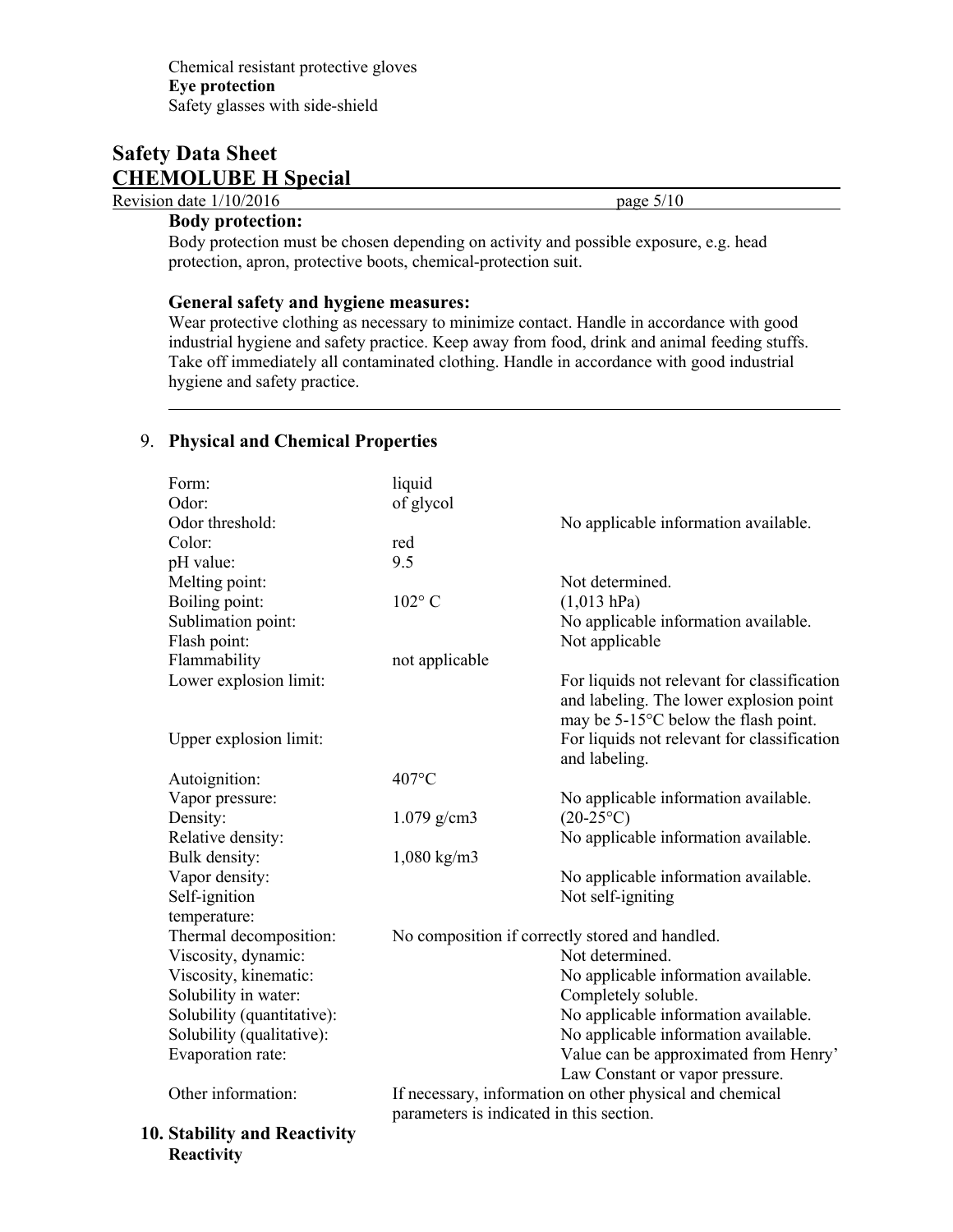Chemical resistant protective gloves

**Eye protection**

Safety glasses with side-shield

**Body protection:**

Body protection must be chosen depending on activity and possible exposure, e.g. head protection, apron, protective boots, chemical-protection suit.

**General safety and hygiene measures:**

Wear protective clothing as necessary to minimize contact. Handle in accordance with good industrial hygiene and safety practice. Keep away from food, drink and animal feeding stuffs. Take off immediately all contaminated clothing. Handle in accordance with good industrial hygiene and safety practice.

## 9. Physical and Chemical Properties

| | | |
|---|---|---|
| Form: | liquid | |
| Odor: | of glycol | |
| Odor threshold: | | No applicable information available. |
| Color: | red | |
| pH value: | 9.5 | |
| Melting point: | | Not determined. |
| Boiling point: | 102° C | (1,013 hPa) |
| Sublimation point: | | No applicable information available. |
| Flash point: | | Not applicable |
| Flammability | not applicable | |
| Lower explosion limit: | | For liquids not relevant for classification and labeling. The lower explosion point may be 5-15°C below the flash point. |
| Upper explosion limit: | | For liquids not relevant for classification and labeling. |
| Autoignition: | 407°C | |
| Vapor pressure: | | No applicable information available. |
| Density: | 1.079 g/cm3 | (20-25°C) |
| Relative density: | | No applicable information available. |
| Bulk density: | 1,080 kg/m3 | |
| Vapor density: | | No applicable information available. |
| Self-ignition temperature: | | Not self-igniting |
| Thermal decomposition: | No composition if correctly stored and handled. | |
| Viscosity, dynamic: | | Not determined. |
| Viscosity, kinematic: | | No applicable information available. |
| Solubility in water: | | Completely soluble. |
| Solubility (quantitative): | | No applicable information available. |
| Solubility (qualitative): | | No applicable information available. |
| Evaporation rate: | | Value can be approximated from Henry' Law Constant or vapor pressure. |
| Other information: | If necessary, information on other physical and chemical parameters is indicated in this section. | |

## 10. Stability and Reactivity

**Reactivity**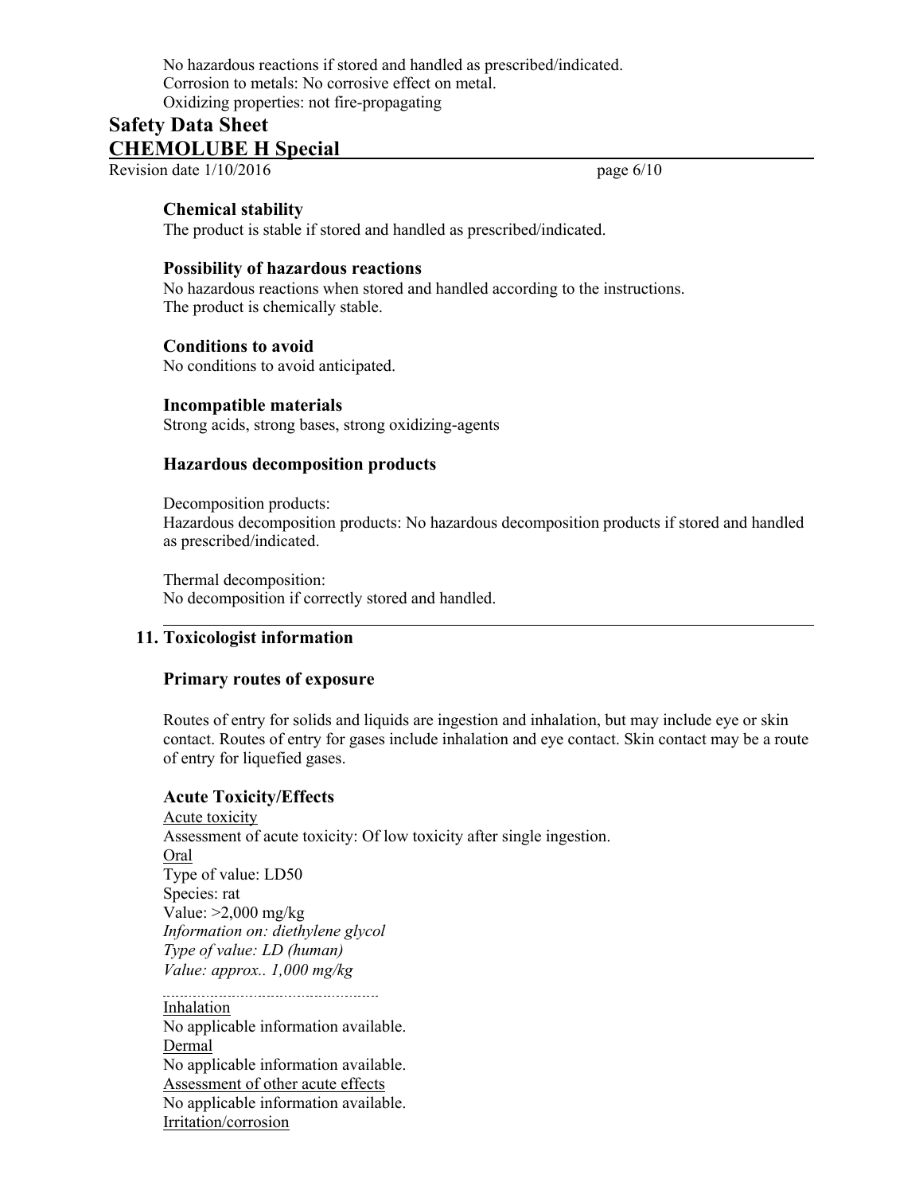No hazardous reactions if stored and handled as prescribed/indicated.
Corrosion to metals: No corrosive effect on metal.
Oxidizing properties: not fire-propagating

### Chemical stability

The product is stable if stored and handled as prescribed/indicated.

### Possibility of hazardous reactions

No hazardous reactions when stored and handled according to the instructions.
The product is chemically stable.

### Conditions to avoid

No conditions to avoid anticipated.

### Incompatible materials

Strong acids, strong bases, strong oxidizing-agents

### Hazardous decomposition products

Decomposition products:
Hazardous decomposition products: No hazardous decomposition products if stored and handled as prescribed/indicated.

Thermal decomposition:
No decomposition if correctly stored and handled.

## 11. Toxicologist information

### Primary routes of exposure

Routes of entry for solids and liquids are ingestion and inhalation, but may include eye or skin contact. Routes of entry for gases include inhalation and eye contact. Skin contact may be a route of entry for liquefied gases.

### Acute Toxicity/Effects

Acute toxicity
Assessment of acute toxicity: Of low toxicity after single ingestion.
Oral
Type of value: LD50
Species: rat
Value: >2,000 mg/kg
*Information on: diethylene glycol*
*Type of value: LD (human)*
*Value: approx.. 1,000 mg/kg*

---

Inhalation
No applicable information available.
Dermal
No applicable information available.
Assessment of other acute effects
No applicable information available.
Irritation/corrosion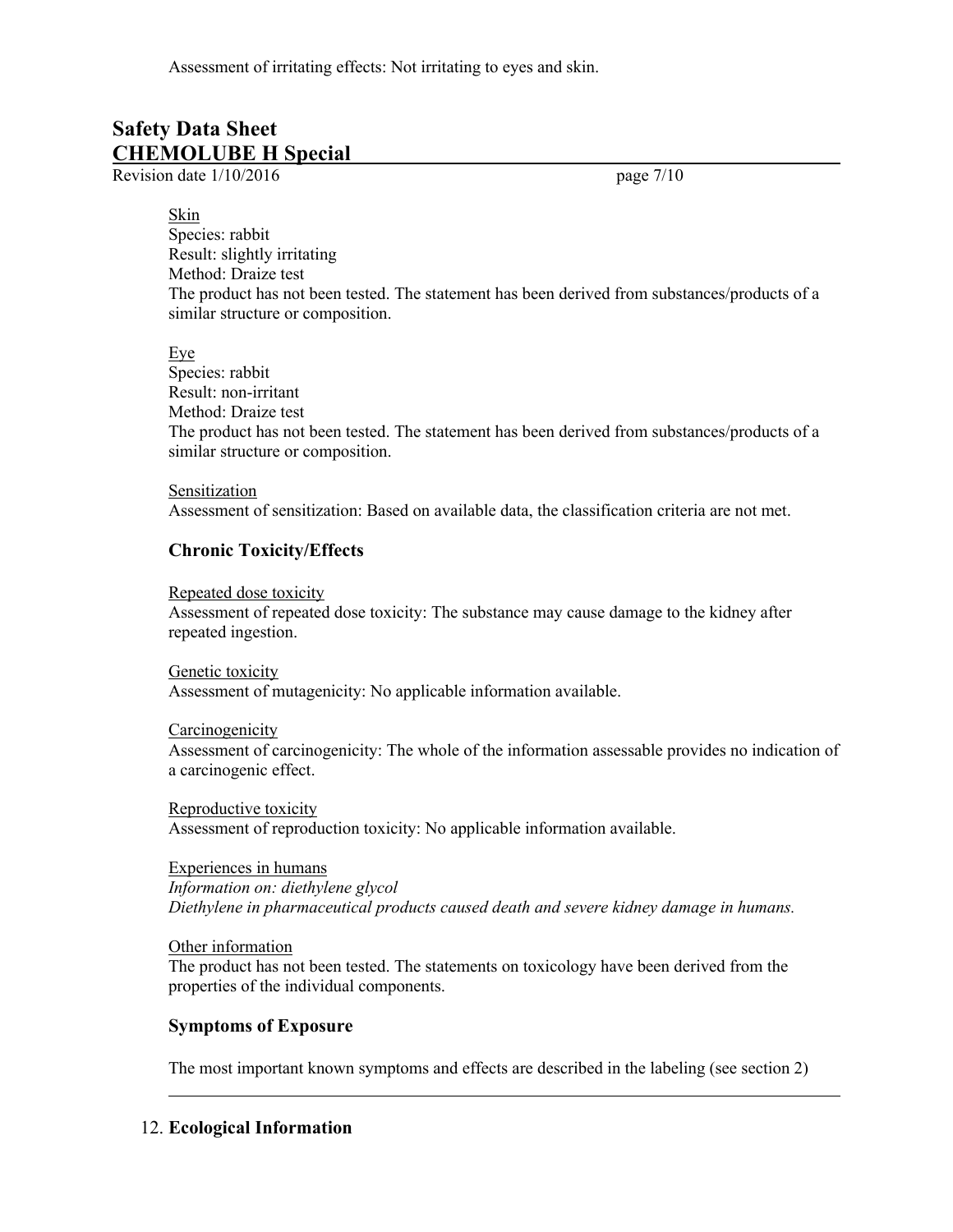Assessment of irritating effects: Not irritating to eyes and skin.

Skin
Species: rabbit
Result: slightly irritating
Method: Draize test
The product has not been tested. The statement has been derived from substances/products of a similar structure or composition.

Eye
Species: rabbit
Result: non-irritant
Method: Draize test
The product has not been tested. The statement has been derived from substances/products of a similar structure or composition.

Sensitization
Assessment of sensitization: Based on available data, the classification criteria are not met.

### Chronic Toxicity/Effects

Repeated dose toxicity
Assessment of repeated dose toxicity: The substance may cause damage to the kidney after repeated ingestion.

Genetic toxicity
Assessment of mutagenicity: No applicable information available.

Carcinogenicity
Assessment of carcinogenicity: The whole of the information assessable provides no indication of a carcinogenic effect.

Reproductive toxicity
Assessment of reproduction toxicity: No applicable information available.

Experiences in humans
*Information on: diethylene glycol*
*Diethylene in pharmaceutical products caused death and severe kidney damage in humans.*

Other information
The product has not been tested. The statements on toxicology have been derived from the properties of the individual components.

### Symptoms of Exposure

The most important known symptoms and effects are described in the labeling (see section 2)

---

## 12. Ecological Information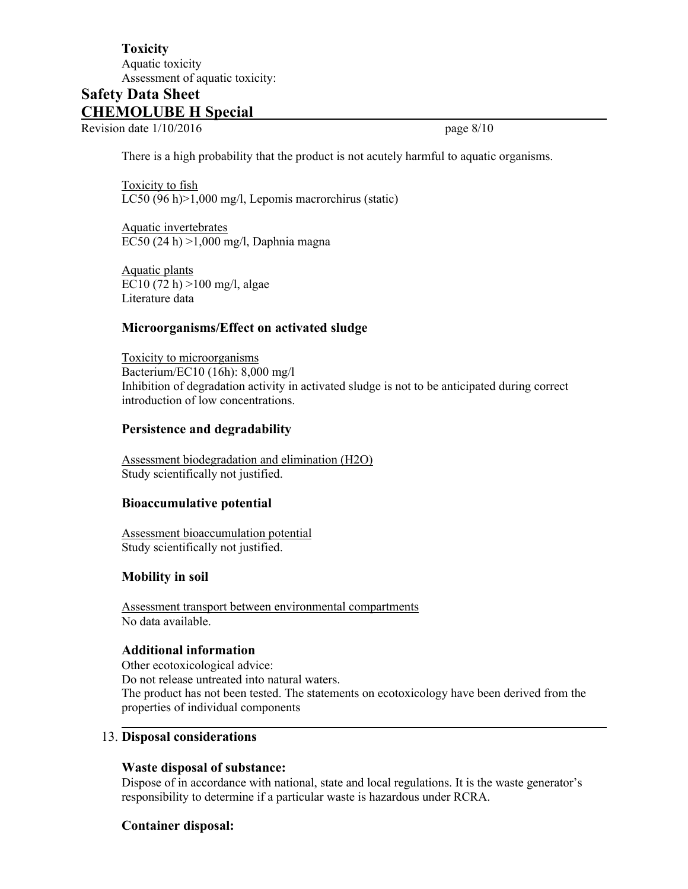**Toxicity**
Aquatic toxicity
Assessment of aquatic toxicity:

There is a high probability that the product is not acutely harmful to aquatic organisms.

Toxicity to fish
LC50 (96 h)>1,000 mg/l, Lepomis macrorchirus (static)

Aquatic invertebrates
EC50 (24 h) >1,000 mg/l, Daphnia magna

Aquatic plants
EC10 (72 h) >100 mg/l, algae
Literature data

### Microorganisms/Effect on activated sludge

Toxicity to microorganisms
Bacterium/EC10 (16h): 8,000 mg/l
Inhibition of degradation activity in activated sludge is not to be anticipated during correct introduction of low concentrations.

### Persistence and degradability

Assessment biodegradation and elimination ($H_2O$)
Study scientifically not justified.

### Bioaccumulative potential

Assessment bioaccumulation potential
Study scientifically not justified.

### Mobility in soil

Assessment transport between environmental compartments
No data available.

### Additional information

Other ecotoxicological advice:
Do not release untreated into natural waters.
The product has not been tested. The statements on ecotoxicology have been derived from the properties of individual components

## 13. Disposal considerations

### Waste disposal of substance:

Dispose of in accordance with national, state and local regulations. It is the waste generator's responsibility to determine if a particular waste is hazardous under RCRA.

### Container disposal: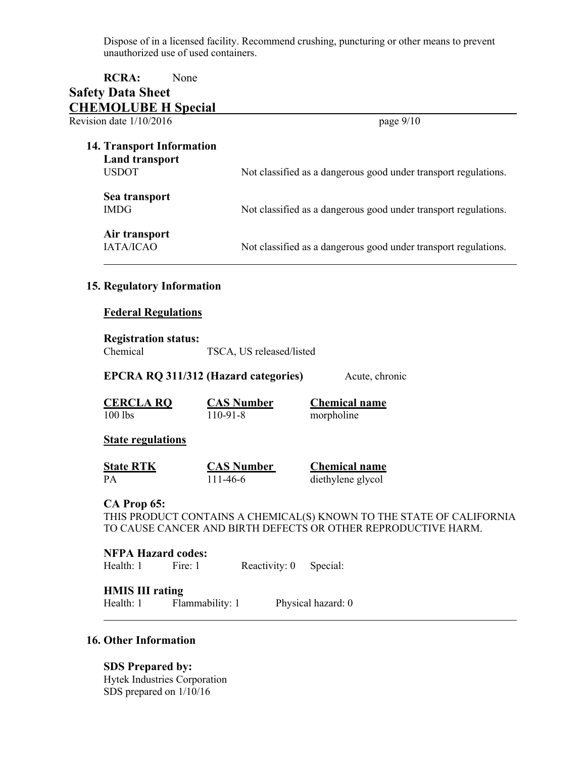Dispose of in a licensed facility. Recommend crushing, puncturing or other means to prevent unauthorized use of used containers.

**RCRA:** None

## 14. Transport Information

**Land transport**

USDOT — Not classified as a dangerous good under transport regulations.

**Sea transport**

IMDG — Not classified as a dangerous good under transport regulations.

**Air transport**

IATA/ICAO — Not classified as a dangerous good under transport regulations.

## 15. Regulatory Information

**Federal Regulations**

**Registration status:**

Chemical — TSCA, US released/listed

**EPCRA RQ 311/312 (Hazard categories)** Acute, chronic

| CERCLA RQ | CAS Number | Chemical name |
|---|---|---|
| 100 lbs | 110-91-8 | morpholine |

**State regulations**

| State RTK | CAS Number | Chemical name |
|---|---|---|
| PA | 111-46-6 | diethylene glycol |

**CA Prop 65:**

THIS PRODUCT CONTAINS A CHEMICAL(S) KNOWN TO THE STATE OF CALIFORNIA TO CAUSE CANCER AND BIRTH DEFECTS OR OTHER REPRODUCTIVE HARM.

**NFPA Hazard codes:**

Health: 1 Fire: 1 Reactivity: 0 Special:

**HMIS III rating**

Health: 1 Flammability: 1 Physical hazard: 0

## 16. Other Information

**SDS Prepared by:**

Hytek Industries Corporation

SDS prepared on 1/10/16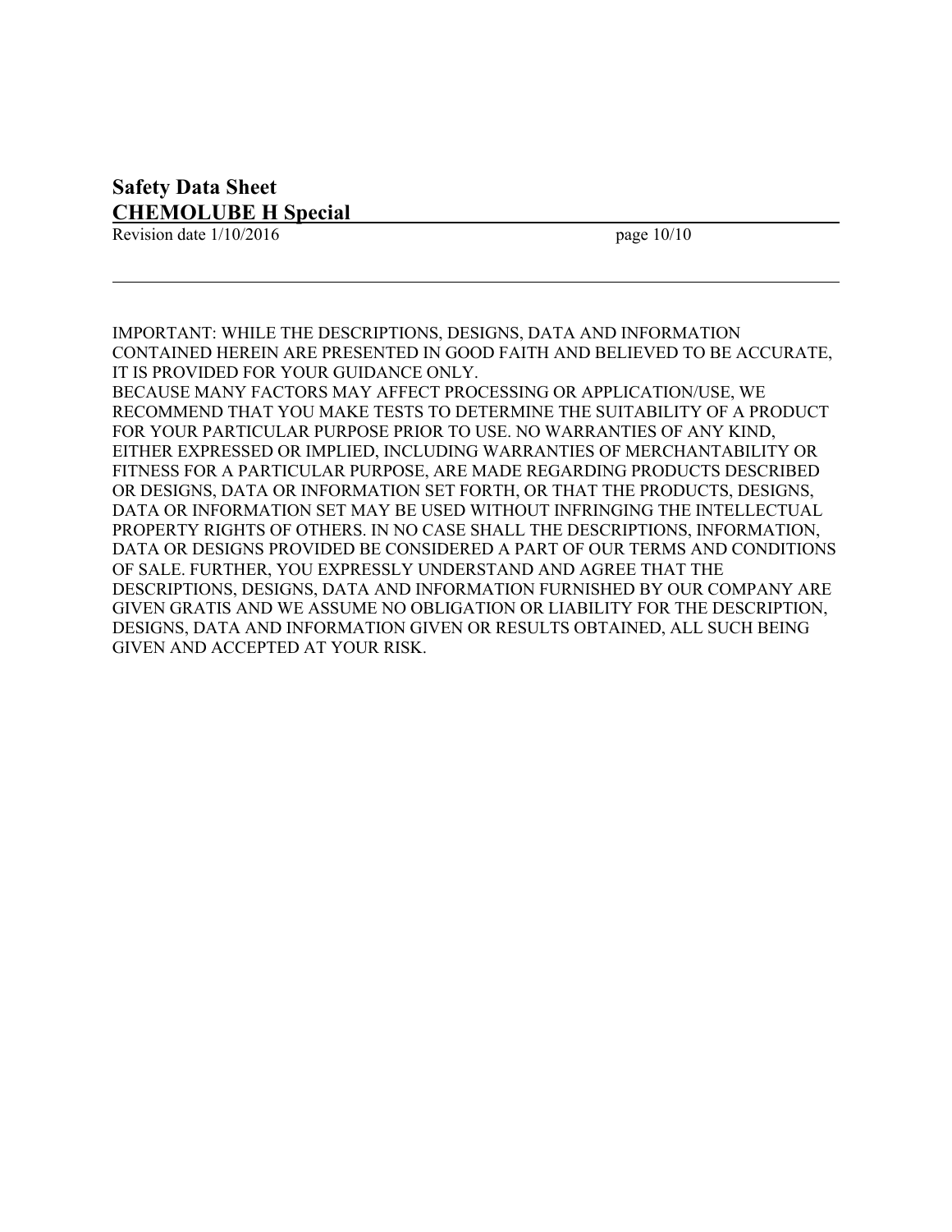IMPORTANT: WHILE THE DESCRIPTIONS, DESIGNS, DATA AND INFORMATION CONTAINED HEREIN ARE PRESENTED IN GOOD FAITH AND BELIEVED TO BE ACCURATE, IT IS PROVIDED FOR YOUR GUIDANCE ONLY.
BECAUSE MANY FACTORS MAY AFFECT PROCESSING OR APPLICATION/USE, WE RECOMMEND THAT YOU MAKE TESTS TO DETERMINE THE SUITABILITY OF A PRODUCT FOR YOUR PARTICULAR PURPOSE PRIOR TO USE. NO WARRANTIES OF ANY KIND, EITHER EXPRESSED OR IMPLIED, INCLUDING WARRANTIES OF MERCHANTABILITY OR FITNESS FOR A PARTICULAR PURPOSE, ARE MADE REGARDING PRODUCTS DESCRIBED OR DESIGNS, DATA OR INFORMATION SET FORTH, OR THAT THE PRODUCTS, DESIGNS, DATA OR INFORMATION SET MAY BE USED WITHOUT INFRINGING THE INTELLECTUAL PROPERTY RIGHTS OF OTHERS. IN NO CASE SHALL THE DESCRIPTIONS, INFORMATION, DATA OR DESIGNS PROVIDED BE CONSIDERED A PART OF OUR TERMS AND CONDITIONS OF SALE. FURTHER, YOU EXPRESSLY UNDERSTAND AND AGREE THAT THE DESCRIPTIONS, DESIGNS, DATA AND INFORMATION FURNISHED BY OUR COMPANY ARE GIVEN GRATIS AND WE ASSUME NO OBLIGATION OR LIABILITY FOR THE DESCRIPTION, DESIGNS, DATA AND INFORMATION GIVEN OR RESULTS OBTAINED, ALL SUCH BEING GIVEN AND ACCEPTED AT YOUR RISK.